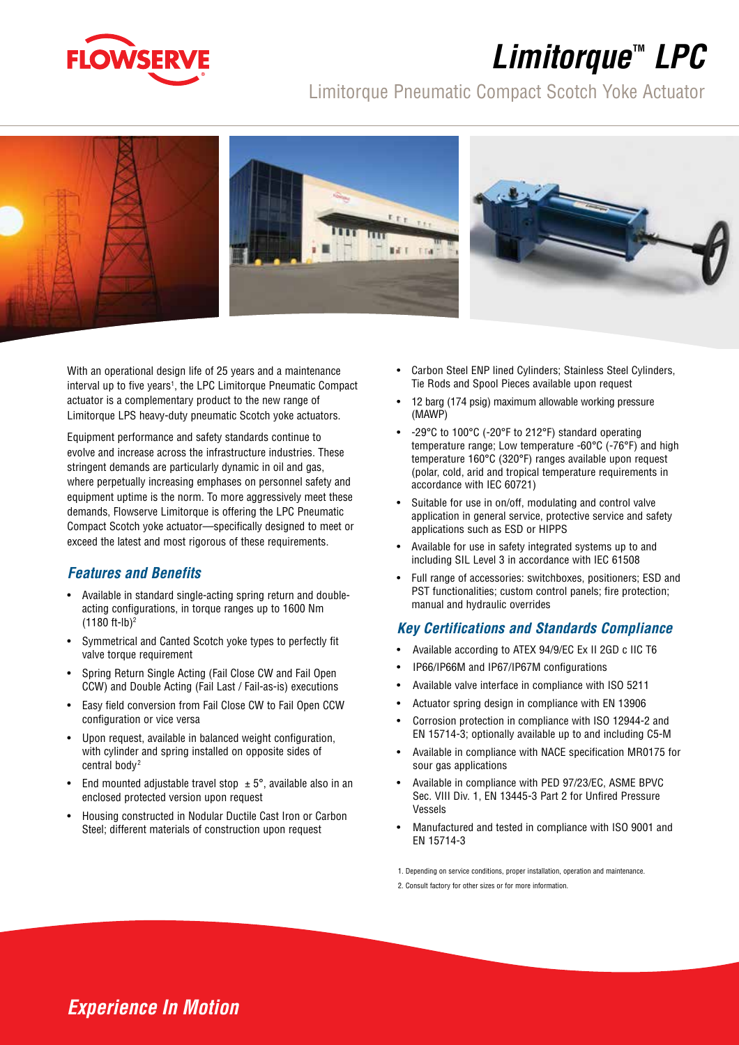# Limitorque™ LPC

## Limitorque Pneumatic Compact Scotch Yoke Actuator

With an operational design life of 25 years and a maintenance interval up to five years[1], the LPC Limitorque Pneumatic Compact actuator is a complementary product to the new range of Limitorque LPS heavy-duty pneumatic Scotch yoke actuators.

Equipment performance and safety standards continue to evolve and increase across the infrastructure industries. These stringent demands are particularly dynamic in oil and gas, where perpetually increasing emphases on personnel safety and equipment uptime is the norm. To more aggressively meet these demands, Flowserve Limitorque is offering the LPC Pneumatic Compact Scotch yoke actuator—specifically designed to meet or exceed the latest and most rigorous of these requirements.

### *Features and Benefits*

- Available in standard single-acting spring return and double-acting configurations, in torque ranges up to 1600 Nm (1180 ft-lb)[2]
- Symmetrical and Canted Scotch yoke types to perfectly fit valve torque requirement
- Spring Return Single Acting (Fail Close CW and Fail Open CCW) and Double Acting (Fail Last / Fail-as-is) executions
- Easy field conversion from Fail Close CW to Fail Open CCW configuration or vice versa
- Upon request, available in balanced weight configuration, with cylinder and spring installed on opposite sides of central body[2]
- End mounted adjustable travel stop ± 5°, available also in an enclosed protected version upon request
- Housing constructed in Nodular Ductile Cast Iron or Carbon Steel; different materials of construction upon request
- Carbon Steel ENP lined Cylinders; Stainless Steel Cylinders, Tie Rods and Spool Pieces available upon request
- 12 barg (174 psig) maximum allowable working pressure (MAWP)
- -29°C to 100°C (-20°F to 212°F) standard operating temperature range; Low temperature -60°C (-76°F) and high temperature 160°C (320°F) ranges available upon request (polar, cold, arid and tropical temperature requirements in accordance with IEC 60721)
- Suitable for use in on/off, modulating and control valve application in general service, protective service and safety applications such as ESD or HIPPS
- Available for use in safety integrated systems up to and including SIL Level 3 in accordance with IEC 61508
- Full range of accessories: switchboxes, positioners; ESD and PST functionalities; custom control panels; fire protection; manual and hydraulic overrides

### *Key Certifications and Standards Compliance*

- Available according to ATEX 94/9/EC Ex II 2GD c IIC T6
- IP66/IP66M and IP67/IP67M configurations
- Available valve interface in compliance with ISO 5211
- Actuator spring design in compliance with EN 13906
- Corrosion protection in compliance with ISO 12944-2 and EN 15714-3; optionally available up to and including C5-M
- Available in compliance with NACE specification MR0175 for sour gas applications
- Available in compliance with PED 97/23/EC, ASME BPVC Sec. VIII Div. 1, EN 13445-3 Part 2 for Unfired Pressure Vessels
- Manufactured and tested in compliance with ISO 9001 and EN 15714-3

1. Depending on service conditions, proper installation, operation and maintenance.
2. Consult factory for other sizes or for more information.

*Experience In Motion*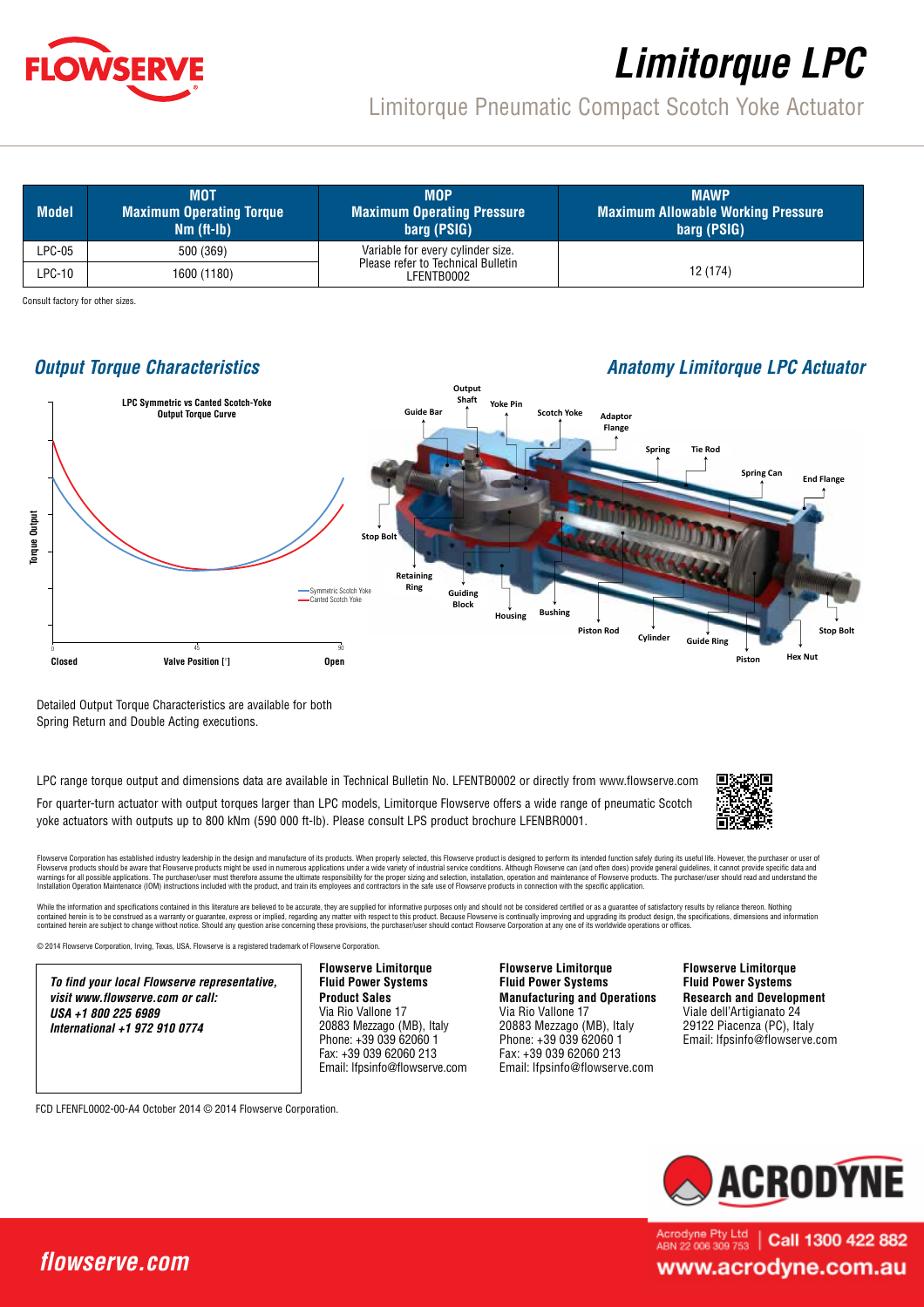# Limitorque LPC

Limitorque Pneumatic Compact Scotch Yoke Actuator

| Model | MOT<br>Maximum Operating Torque<br>Nm (ft-lb) | MOP<br>Maximum Operating Pressure<br>barg (PSIG) | MAWP<br>Maximum Allowable Working Pressure<br>barg (PSIG) |
|---|---|---|---|
| LPC-05 | 500 (369) | Variable for every cylinder size.<br>Please refer to Technical Bulletin<br>LFENTB0002 | 12 (174) |
| LPC-10 | 1600 (1180) | | |

Consult factory for other sizes.

## Output Torque Characteristics

LPC Symmetric vs Canted Scotch-Yoke
Output Torque Curve

Torque Output

0
45
90

Closed
Valve Position [°]
Open

Symmetric Scotch Yoke
Canted Scotch Yoke

## Anatomy Limitorque LPC Actuator

Output Shaft
Yoke Pin
Guide Bar
Scotch Yoke
Adaptor Flange
Spring
Tie Rod
Spring Can
End Flange
Stop Bolt
Retaining Ring
Guiding Block
Housing
Bushing
Piston Rod
Cylinder
Guide Ring
Piston
Hex Nut
Stop Bolt

Detailed Output Torque Characteristics are available for both Spring Return and Double Acting executions.

LPC range torque output and dimensions data are available in Technical Bulletin No. LFENTB0002 or directly from www.flowserve.com

For quarter-turn actuator with output torques larger than LPC models, Limitorque Flowserve offers a wide range of pneumatic Scotch yoke actuators with outputs up to 800 kNm (590 000 ft-lb). Please consult LPS product brochure LFENBR0001.

Flowserve Corporation has established industry leadership in the design and manufacture of its products. When properly selected, this Flowserve product is designed to perform its intended function safely during its useful life. However, the purchaser or user of Flowserve products should be aware that Flowserve products might be used in numerous applications under a wide variety of industrial service conditions. Although Flowserve can (and often does) provide general guidelines, it cannot provide specific data and warnings for all possible applications. The purchaser/user must therefore assume the ultimate responsibility for the proper sizing and selection, installation, operation and maintenance of Flowserve products. The purchaser/user should read and understand the Installation Operation Maintenance (IOM) instructions included with the product, and train its employees and contractors in the safe use of Flowserve products in connection with the specific application.

While the information and specifications contained in this literature are believed to be accurate, they are supplied for informative purposes only and should not be considered certified or as a guarantee of satisfactory results by reliance thereon. Nothing contained herein is to be construed as a warranty or guarantee, express or implied, regarding any matter with respect to this product. Because Flowserve is continually improving and upgrading its product design, the specifications, dimensions and information contained herein are subject to change without notice. Should any question arise concerning these provisions, the purchaser/user should contact Flowserve Corporation at any one of its worldwide operations or offices.

© 2014 Flowserve Corporation, Irving, Texas, USA. Flowserve is a registered trademark of Flowserve Corporation.

*To find your local Flowserve representative, visit www.flowserve.com or call:*
*USA +1 800 225 6989*
*International +1 972 910 0774*

**Flowserve Limitorque**
**Fluid Power Systems**
**Product Sales**
Via Rio Vallone 17
20883 Mezzago (MB), Italy
Phone: +39 039 62060 1
Fax: +39 039 62060 213
Email: lfpsinfo@flowserve.com

**Flowserve Limitorque**
**Fluid Power Systems**
**Manufacturing and Operations**
Via Rio Vallone 17
20883 Mezzago (MB), Italy
Phone: +39 039 62060 1
Fax: +39 039 62060 213
Email: lfpsinfo@flowserve.com

**Flowserve Limitorque**
**Fluid Power Systems**
**Research and Development**
Viale dell'Artigianato 24
29122 Piacenza (PC), Italy
Email: lfpsinfo@flowserve.com

FCD LFENFL0002-00-A4 October 2014 © 2014 Flowserve Corporation.

ACRODYNE
Acrodyne Pty Ltd ABN 22 006 309 753 | Call 1300 422 882
www.acrodyne.com.au

*flowserve.com*